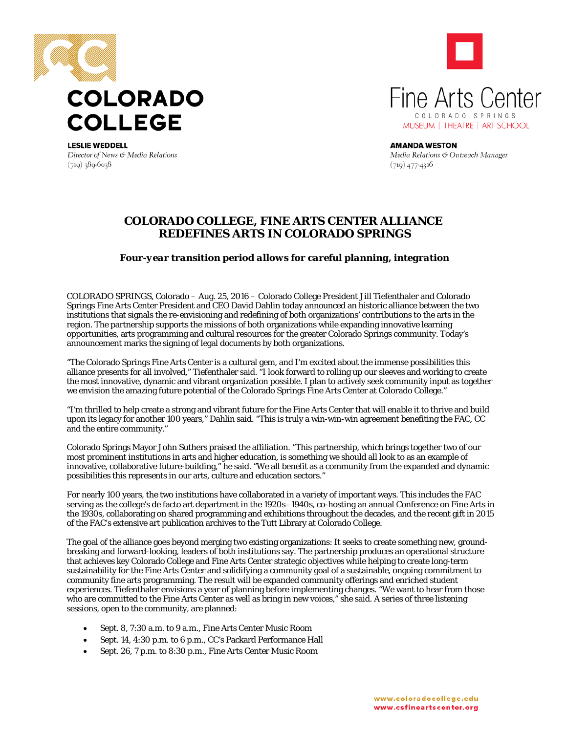**COLORADO COLLEGE**

**LESLIE WEDDELL**
*Director of News & Media Relations*
(719) 389-6038

**Fine Arts Center**
COLORADO SPRINGS
MUSEUM | THEATRE | ART SCHOOL

**AMANDA WESTON**
*Media Relations & Outreach Manager*
(719) 477-4316

# COLORADO COLLEGE, FINE ARTS CENTER ALLIANCE REDEFINES ARTS IN COLORADO SPRINGS

### *Four-year transition period allows for careful planning, integration*

COLORADO SPRINGS, Colorado – Aug. 25, 2016 – Colorado College President Jill Tiefenthaler and Colorado Springs Fine Arts Center President and CEO David Dahlin today announced an historic alliance between the two institutions that signals the re-envisioning and redefining of both organizations' contributions to the arts in the region. The partnership supports the missions of both organizations while expanding innovative learning opportunities, arts programming and cultural resources for the greater Colorado Springs community. Today's announcement marks the signing of legal documents by both organizations.

"The Colorado Springs Fine Arts Center is a cultural gem, and I'm excited about the immense possibilities this alliance presents for all involved," Tiefenthaler said. "I look forward to rolling up our sleeves and working to create the most innovative, dynamic and vibrant organization possible. I plan to actively seek community input as together we envision the amazing future potential of the Colorado Springs Fine Arts Center at Colorado College."

"I'm thrilled to help create a strong and vibrant future for the Fine Arts Center that will enable it to thrive and build upon its legacy for another 100 years," Dahlin said. "This is truly a win-win-win agreement benefiting the FAC, CC and the entire community."

Colorado Springs Mayor John Suthers praised the affiliation. "This partnership, which brings together two of our most prominent institutions in arts and higher education, is something we should all look to as an example of innovative, collaborative future-building," he said. "We all benefit as a community from the expanded and dynamic possibilities this represents in our arts, culture and education sectors."

For nearly 100 years, the two institutions have collaborated in a variety of important ways. This includes the FAC serving as the college's de facto art department in the 1920s–1940s, co-hosting an annual Conference on Fine Arts in the 1930s, collaborating on shared programming and exhibitions throughout the decades, and the recent gift in 2015 of the FAC's extensive art publication archives to the Tutt Library at Colorado College.

The goal of the alliance goes beyond merging two existing organizations: It seeks to create something new, ground-breaking and forward-looking, leaders of both institutions say. The partnership produces an operational structure that achieves key Colorado College and Fine Arts Center strategic objectives while helping to create long-term sustainability for the Fine Arts Center and solidifying a community goal of a sustainable, ongoing commitment to community fine arts programming. The result will be expanded community offerings and enriched student experiences. Tiefenthaler envisions a year of planning before implementing changes. "We want to hear from those who are committed to the Fine Arts Center as well as bring in new voices," she said. A series of three listening sessions, open to the community, are planned:

- Sept. 8, 7:30 a.m. to 9 a.m., Fine Arts Center Music Room
- Sept. 14, 4:30 p.m. to 6 p.m., CC's Packard Performance Hall
- Sept. 26, 7 p.m. to 8:30 p.m., Fine Arts Center Music Room

www.coloradocollege.edu
www.csfineartscenter.org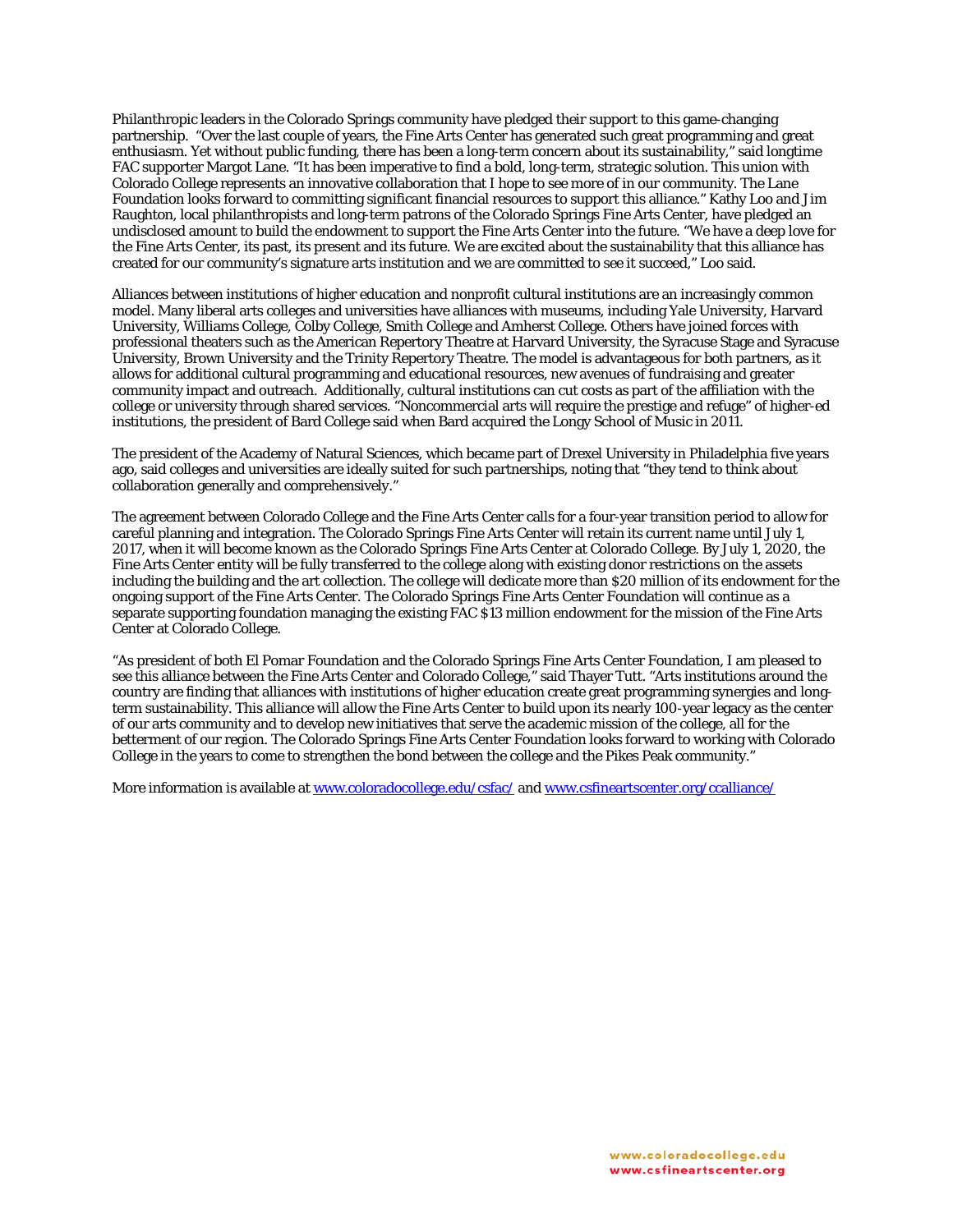Philanthropic leaders in the Colorado Springs community have pledged their support to this game-changing partnership. "Over the last couple of years, the Fine Arts Center has generated such great programming and great enthusiasm. Yet without public funding, there has been a long-term concern about its sustainability," said longtime FAC supporter Margot Lane. "It has been imperative to find a bold, long-term, strategic solution. This union with Colorado College represents an innovative collaboration that I hope to see more of in our community. The Lane Foundation looks forward to committing significant financial resources to support this alliance." Kathy Loo and Jim Raughton, local philanthropists and long-term patrons of the Colorado Springs Fine Arts Center, have pledged an undisclosed amount to build the endowment to support the Fine Arts Center into the future. "We have a deep love for the Fine Arts Center, its past, its present and its future. We are excited about the sustainability that this alliance has created for our community's signature arts institution and we are committed to see it succeed," Loo said.

Alliances between institutions of higher education and nonprofit cultural institutions are an increasingly common model. Many liberal arts colleges and universities have alliances with museums, including Yale University, Harvard University, Williams College, Colby College, Smith College and Amherst College. Others have joined forces with professional theaters such as the American Repertory Theatre at Harvard University, the Syracuse Stage and Syracuse University, Brown University and the Trinity Repertory Theatre. The model is advantageous for both partners, as it allows for additional cultural programming and educational resources, new avenues of fundraising and greater community impact and outreach. Additionally, cultural institutions can cut costs as part of the affiliation with the college or university through shared services. "Noncommercial arts will require the prestige and refuge" of higher-ed institutions, the president of Bard College said when Bard acquired the Longy School of Music in 2011.

The president of the Academy of Natural Sciences, which became part of Drexel University in Philadelphia five years ago, said colleges and universities are ideally suited for such partnerships, noting that "they tend to think about collaboration generally and comprehensively."

The agreement between Colorado College and the Fine Arts Center calls for a four-year transition period to allow for careful planning and integration. The Colorado Springs Fine Arts Center will retain its current name until July 1, 2017, when it will become known as the Colorado Springs Fine Arts Center at Colorado College. By July 1, 2020, the Fine Arts Center entity will be fully transferred to the college along with existing donor restrictions on the assets including the building and the art collection. The college will dedicate more than $20 million of its endowment for the ongoing support of the Fine Arts Center. The Colorado Springs Fine Arts Center Foundation will continue as a separate supporting foundation managing the existing FAC $13 million endowment for the mission of the Fine Arts Center at Colorado College.

"As president of both El Pomar Foundation and the Colorado Springs Fine Arts Center Foundation, I am pleased to see this alliance between the Fine Arts Center and Colorado College," said Thayer Tutt. "Arts institutions around the country are finding that alliances with institutions of higher education create great programming synergies and long-term sustainability. This alliance will allow the Fine Arts Center to build upon its nearly 100-year legacy as the center of our arts community and to develop new initiatives that serve the academic mission of the college, all for the betterment of our region. The Colorado Springs Fine Arts Center Foundation looks forward to working with Colorado College in the years to come to strengthen the bond between the college and the Pikes Peak community."

More information is available at [www.coloradocollege.edu/csfac/](http://www.coloradocollege.edu/csfac/) and [www.csfineartscenter.org/ccalliance/](http://www.csfineartscenter.org/ccalliance/)